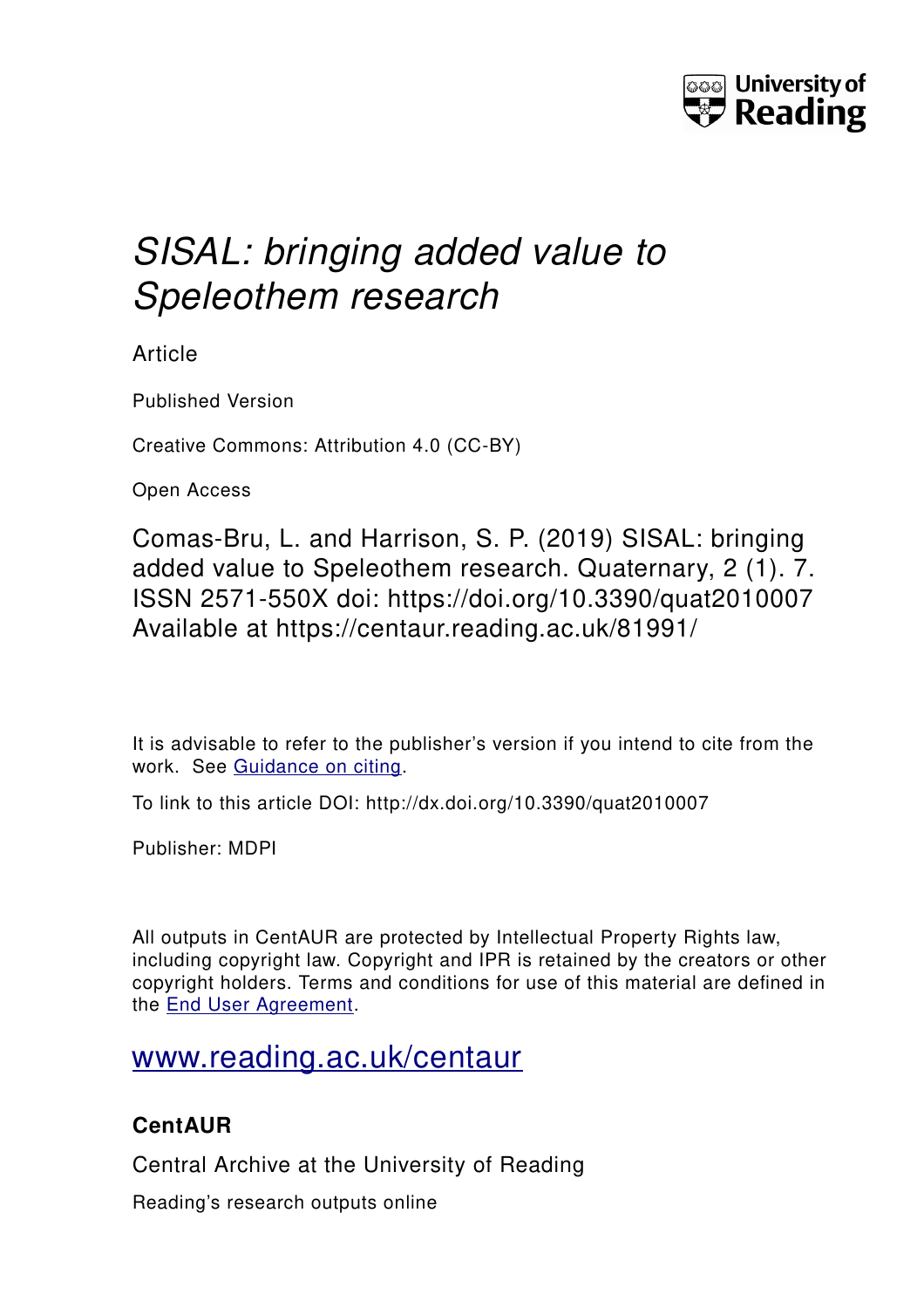# *SISAL: bringing added value to Speleothem research*

Article

Published Version

Creative Commons: Attribution 4.0 (CC-BY)

Open Access

Comas-Bru, L. and Harrison, S. P. (2019) SISAL: bringing added value to Speleothem research. Quaternary, 2 (1). 7. ISSN 2571-550X doi: https://doi.org/10.3390/quat2010007 Available at https://centaur.reading.ac.uk/81991/

It is advisable to refer to the publisher's version if you intend to cite from the work. See Guidance on citing.

To link to this article DOI: http://dx.doi.org/10.3390/quat2010007

Publisher: MDPI

All outputs in CentAUR are protected by Intellectual Property Rights law, including copyright law. Copyright and IPR is retained by the creators or other copyright holders. Terms and conditions for use of this material are defined in the End User Agreement.

www.reading.ac.uk/centaur

**CentAUR**

Central Archive at the University of Reading

Reading's research outputs online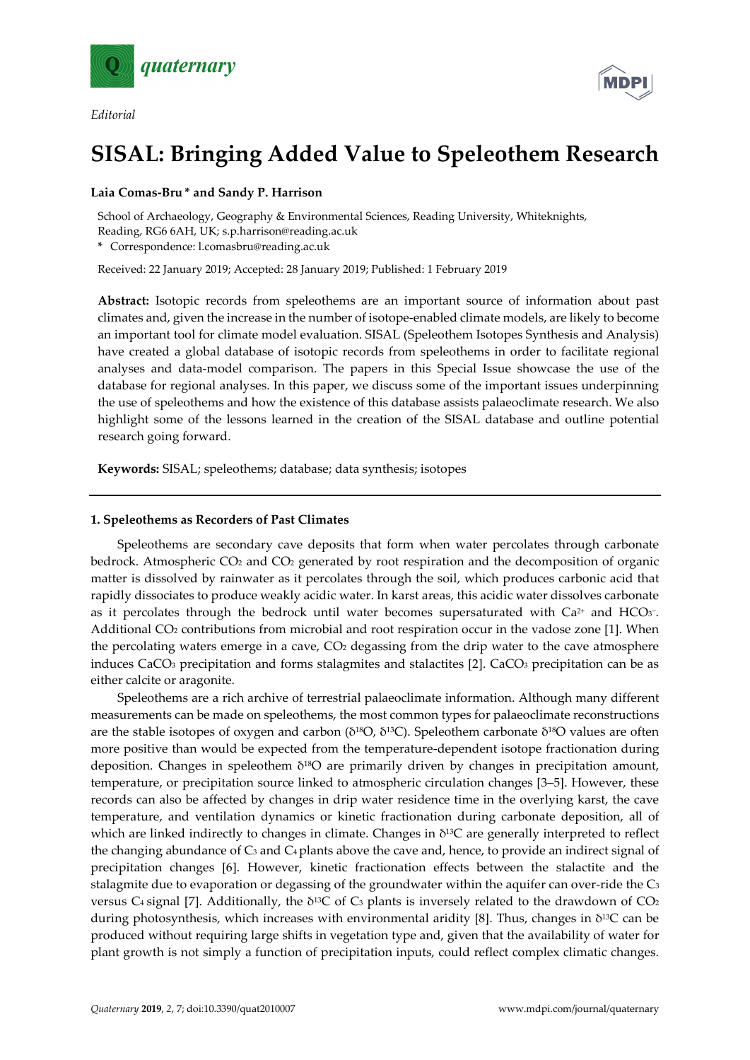quaternary

MDPI

*Editorial*

# SISAL: Bringing Added Value to Speleothem Research

**Laia Comas-Bru * and Sandy P. Harrison**

School of Archaeology, Geography & Environmental Sciences, Reading University, Whiteknights, Reading, RG6 6AH, UK; s.p.harrison@reading.ac.uk

* Correspondence: l.comasbru@reading.ac.uk

Received: 22 January 2019; Accepted: 28 January 2019; Published: 1 February 2019

**Abstract:** Isotopic records from speleothems are an important source of information about past climates and, given the increase in the number of isotope-enabled climate models, are likely to become an important tool for climate model evaluation. SISAL (Speleothem Isotopes Synthesis and Analysis) have created a global database of isotopic records from speleothems in order to facilitate regional analyses and data-model comparison. The papers in this Special Issue showcase the use of the database for regional analyses. In this paper, we discuss some of the important issues underpinning the use of speleothems and how the existence of this database assists palaeoclimate research. We also highlight some of the lessons learned in the creation of the SISAL database and outline potential research going forward.

**Keywords:** SISAL; speleothems; database; data synthesis; isotopes

## 1. Speleothems as Recorders of Past Climates

Speleothems are secondary cave deposits that form when water percolates through carbonate bedrock. Atmospheric $CO_2$ and $CO_2$ generated by root respiration and the decomposition of organic matter is dissolved by rainwater as it percolates through the soil, which produces carbonic acid that rapidly dissociates to produce weakly acidic water. In karst areas, this acidic water dissolves carbonate as it percolates through the bedrock until water becomes supersaturated with $Ca^{2+}$ and $HCO_3^-$. Additional $CO_2$ contributions from microbial and root respiration occur in the vadose zone [1]. When the percolating waters emerge in a cave, $CO_2$ degassing from the drip water to the cave atmosphere induces $CaCO_3$ precipitation and forms stalagmites and stalactites [2]. $CaCO_3$ precipitation can be as either calcite or aragonite.

Speleothems are a rich archive of terrestrial palaeoclimate information. Although many different measurements can be made on speleothems, the most common types for palaeoclimate reconstructions are the stable isotopes of oxygen and carbon ($\delta^{18}O$, $\delta^{13}C$). Speleothem carbonate $\delta^{18}O$ values are often more positive than would be expected from the temperature-dependent isotope fractionation during deposition. Changes in speleothem $\delta^{18}O$ are primarily driven by changes in precipitation amount, temperature, or precipitation source linked to atmospheric circulation changes [3–5]. However, these records can also be affected by changes in drip water residence time in the overlying karst, the cave temperature, and ventilation dynamics or kinetic fractionation during carbonate deposition, all of which are linked indirectly to changes in climate. Changes in $\delta^{13}C$ are generally interpreted to reflect the changing abundance of $C_3$ and $C_4$ plants above the cave and, hence, to provide an indirect signal of precipitation changes [6]. However, kinetic fractionation effects between the stalactite and the stalagmite due to evaporation or degassing of the groundwater within the aquifer can over-ride the $C_3$ versus $C_4$ signal [7]. Additionally, the $\delta^{13}C$ of $C_3$ plants is inversely related to the drawdown of $CO_2$ during photosynthesis, which increases with environmental aridity [8]. Thus, changes in $\delta^{13}C$ can be produced without requiring large shifts in vegetation type and, given that the availability of water for plant growth is not simply a function of precipitation inputs, could reflect complex climatic changes.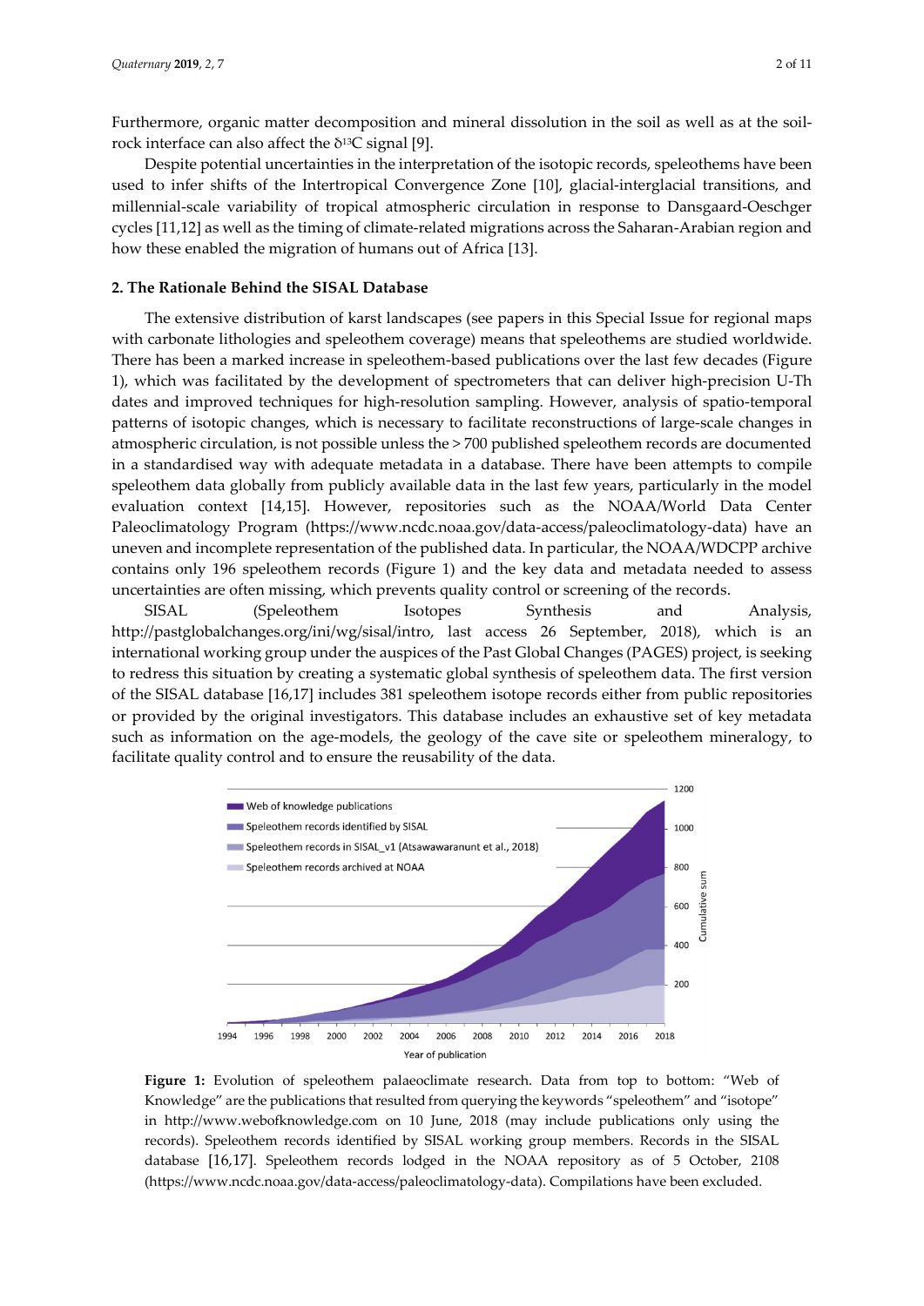Furthermore, organic matter decomposition and mineral dissolution in the soil as well as at the soil-rock interface can also affect the $\delta^{13}C$ signal [9].

Despite potential uncertainties in the interpretation of the isotopic records, speleothems have been used to infer shifts of the Intertropical Convergence Zone [10], glacial-interglacial transitions, and millennial-scale variability of tropical atmospheric circulation in response to Dansgaard-Oeschger cycles [11,12] as well as the timing of climate-related migrations across the Saharan-Arabian region and how these enabled the migration of humans out of Africa [13].

## 2. The Rationale Behind the SISAL Database

The extensive distribution of karst landscapes (see papers in this Special Issue for regional maps with carbonate lithologies and speleothem coverage) means that speleothems are studied worldwide. There has been a marked increase in speleothem-based publications over the last few decades (Figure 1), which was facilitated by the development of spectrometers that can deliver high-precision U-Th dates and improved techniques for high-resolution sampling. However, analysis of spatio-temporal patterns of isotopic changes, which is necessary to facilitate reconstructions of large-scale changes in atmospheric circulation, is not possible unless the > 700 published speleothem records are documented in a standardised way with adequate metadata in a database. There have been attempts to compile speleothem data globally from publicly available data in the last few years, particularly in the model evaluation context [14,15]. However, repositories such as the NOAA/World Data Center Paleoclimatology Program (https://www.ncdc.noaa.gov/data-access/paleoclimatology-data) have an uneven and incomplete representation of the published data. In particular, the NOAA/WDCPP archive contains only 196 speleothem records (Figure 1) and the key data and metadata needed to assess uncertainties are often missing, which prevents quality control or screening of the records.

SISAL (Speleothem Isotopes Synthesis and Analysis, http://pastglobalchanges.org/ini/wg/sisal/intro, last access 26 September, 2018), which is an international working group under the auspices of the Past Global Changes (PAGES) project, is seeking to redress this situation by creating a systematic global synthesis of speleothem data. The first version of the SISAL database [16,17] includes 381 speleothem isotope records either from public repositories or provided by the original investigators. This database includes an exhaustive set of key metadata such as information on the age-models, the geology of the cave site or speleothem mineralogy, to facilitate quality control and to ensure the reusability of the data.

**Figure 1:** Evolution of speleothem palaeoclimate research. Data from top to bottom: "Web of Knowledge" are the publications that resulted from querying the keywords "speleothem" and "isotope" in http://www.webofknowledge.com on 10 June, 2018 (may include publications only using the records). Speleothem records identified by SISAL working group members. Records in the SISAL database [16,17]. Speleothem records lodged in the NOAA repository as of 5 October, 2108 (https://www.ncdc.noaa.gov/data-access/paleoclimatology-data). Compilations have been excluded.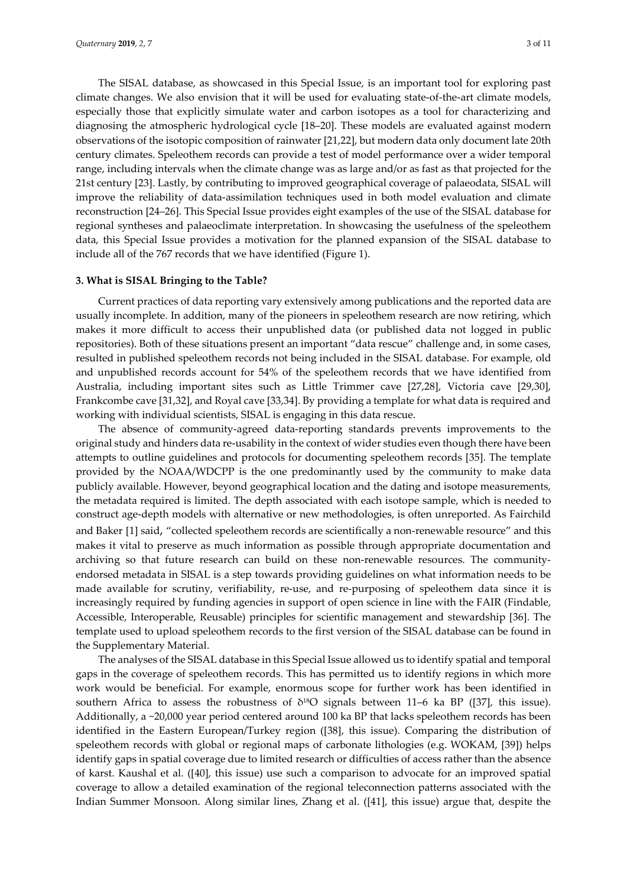The SISAL database, as showcased in this Special Issue, is an important tool for exploring past climate changes. We also envision that it will be used for evaluating state-of-the-art climate models, especially those that explicitly simulate water and carbon isotopes as a tool for characterizing and diagnosing the atmospheric hydrological cycle [18–20]. These models are evaluated against modern observations of the isotopic composition of rainwater [21,22], but modern data only document late 20th century climates. Speleothem records can provide a test of model performance over a wider temporal range, including intervals when the climate change was as large and/or as fast as that projected for the 21st century [23]. Lastly, by contributing to improved geographical coverage of palaeodata, SISAL will improve the reliability of data-assimilation techniques used in both model evaluation and climate reconstruction [24–26]. This Special Issue provides eight examples of the use of the SISAL database for regional syntheses and palaeoclimate interpretation. In showcasing the usefulness of the speleothem data, this Special Issue provides a motivation for the planned expansion of the SISAL database to include all of the 767 records that we have identified (Figure 1).

## 3. What is SISAL Bringing to the Table?

Current practices of data reporting vary extensively among publications and the reported data are usually incomplete. In addition, many of the pioneers in speleothem research are now retiring, which makes it more difficult to access their unpublished data (or published data not logged in public repositories). Both of these situations present an important "data rescue" challenge and, in some cases, resulted in published speleothem records not being included in the SISAL database. For example, old and unpublished records account for 54% of the speleothem records that we have identified from Australia, including important sites such as Little Trimmer cave [27,28], Victoria cave [29,30], Frankcombe cave [31,32], and Royal cave [33,34]. By providing a template for what data is required and working with individual scientists, SISAL is engaging in this data rescue.

The absence of community-agreed data-reporting standards prevents improvements to the original study and hinders data re-usability in the context of wider studies even though there have been attempts to outline guidelines and protocols for documenting speleothem records [35]. The template provided by the NOAA/WDCPP is the one predominantly used by the community to make data publicly available. However, beyond geographical location and the dating and isotope measurements, the metadata required is limited. The depth associated with each isotope sample, which is needed to construct age-depth models with alternative or new methodologies, is often unreported. As Fairchild and Baker [1] said, "collected speleothem records are scientifically a non-renewable resource" and this makes it vital to preserve as much information as possible through appropriate documentation and archiving so that future research can build on these non-renewable resources. The community-endorsed metadata in SISAL is a step towards providing guidelines on what information needs to be made available for scrutiny, verifiability, re-use, and re-purposing of speleothem data since it is increasingly required by funding agencies in support of open science in line with the FAIR (Findable, Accessible, Interoperable, Reusable) principles for scientific management and stewardship [36]. The template used to upload speleothem records to the first version of the SISAL database can be found in the Supplementary Material.

The analyses of the SISAL database in this Special Issue allowed us to identify spatial and temporal gaps in the coverage of speleothem records. This has permitted us to identify regions in which more work would be beneficial. For example, enormous scope for further work has been identified in southern Africa to assess the robustness of $\delta^{18}O$ signals between 11–6 ka BP ([37], this issue). Additionally, a ~20,000 year period centered around 100 ka BP that lacks speleothem records has been identified in the Eastern European/Turkey region ([38], this issue). Comparing the distribution of speleothem records with global or regional maps of carbonate lithologies (e.g. WOKAM, [39]) helps identify gaps in spatial coverage due to limited research or difficulties of access rather than the absence of karst. Kaushal et al. ([40], this issue) use such a comparison to advocate for an improved spatial coverage to allow a detailed examination of the regional teleconnection patterns associated with the Indian Summer Monsoon. Along similar lines, Zhang et al. ([41], this issue) argue that, despite the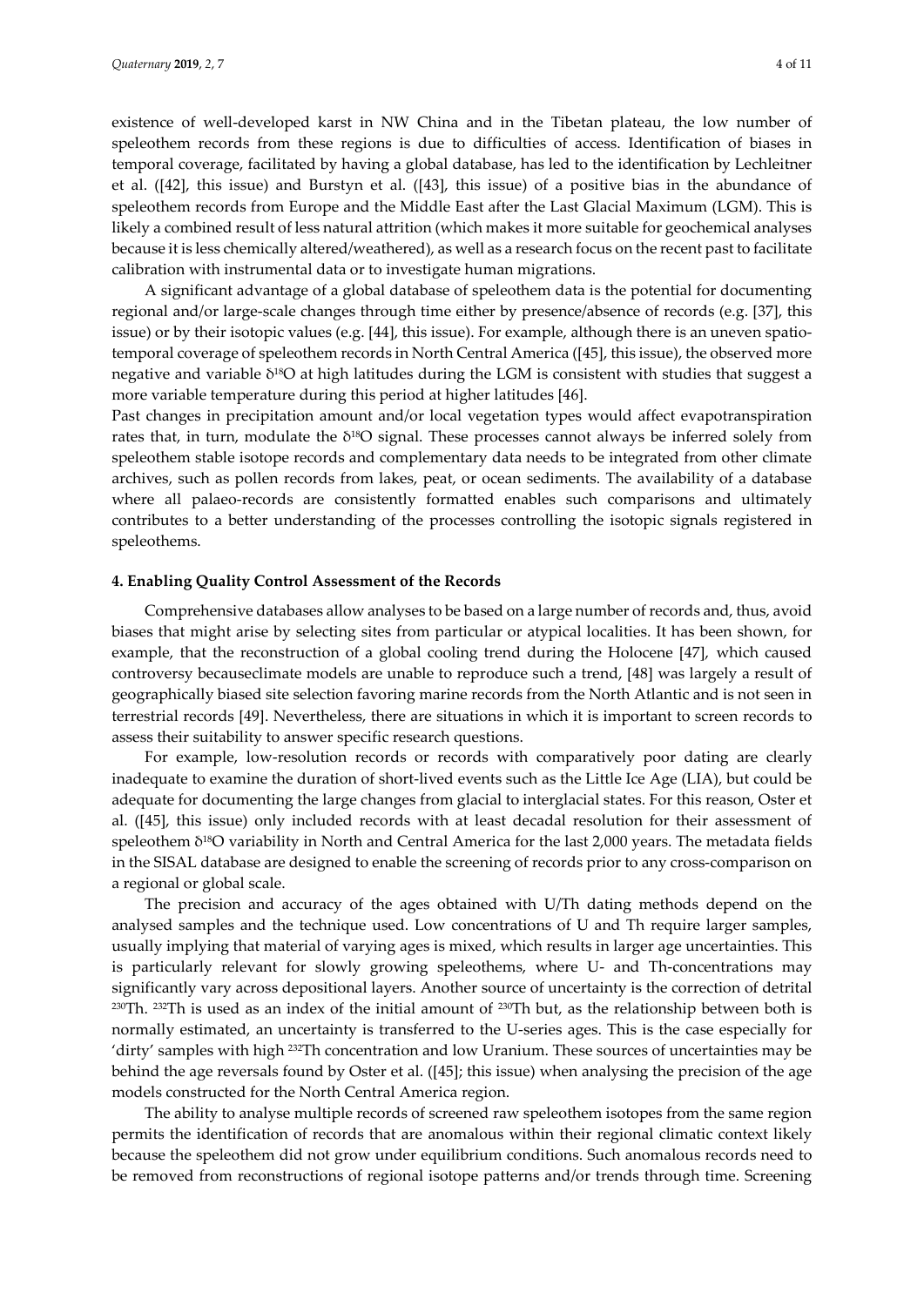existence of well-developed karst in NW China and in the Tibetan plateau, the low number of speleothem records from these regions is due to difficulties of access. Identification of biases in temporal coverage, facilitated by having a global database, has led to the identification by Lechleitner et al. ([42], this issue) and Burstyn et al. ([43], this issue) of a positive bias in the abundance of speleothem records from Europe and the Middle East after the Last Glacial Maximum (LGM). This is likely a combined result of less natural attrition (which makes it more suitable for geochemical analyses because it is less chemically altered/weathered), as well as a research focus on the recent past to facilitate calibration with instrumental data or to investigate human migrations.

A significant advantage of a global database of speleothem data is the potential for documenting regional and/or large-scale changes through time either by presence/absence of records (e.g. [37], this issue) or by their isotopic values (e.g. [44], this issue). For example, although there is an uneven spatio-temporal coverage of speleothem records in North Central America ([45], this issue), the observed more negative and variable $\delta^{18}O$ at high latitudes during the LGM is consistent with studies that suggest a more variable temperature during this period at higher latitudes [46].

Past changes in precipitation amount and/or local vegetation types would affect evapotranspiration rates that, in turn, modulate the $\delta^{18}O$ signal. These processes cannot always be inferred solely from speleothem stable isotope records and complementary data needs to be integrated from other climate archives, such as pollen records from lakes, peat, or ocean sediments. The availability of a database where all palaeo-records are consistently formatted enables such comparisons and ultimately contributes to a better understanding of the processes controlling the isotopic signals registered in speleothems.

## 4. Enabling Quality Control Assessment of the Records

Comprehensive databases allow analyses to be based on a large number of records and, thus, avoid biases that might arise by selecting sites from particular or atypical localities. It has been shown, for example, that the reconstruction of a global cooling trend during the Holocene [47], which caused controversy becauseclimate models are unable to reproduce such a trend, [48] was largely a result of geographically biased site selection favoring marine records from the North Atlantic and is not seen in terrestrial records [49]. Nevertheless, there are situations in which it is important to screen records to assess their suitability to answer specific research questions.

For example, low-resolution records or records with comparatively poor dating are clearly inadequate to examine the duration of short-lived events such as the Little Ice Age (LIA), but could be adequate for documenting the large changes from glacial to interglacial states. For this reason, Oster et al. ([45], this issue) only included records with at least decadal resolution for their assessment of speleothem $\delta^{18}O$ variability in North and Central America for the last 2,000 years. The metadata fields in the SISAL database are designed to enable the screening of records prior to any cross-comparison on a regional or global scale.

The precision and accuracy of the ages obtained with U/Th dating methods depend on the analysed samples and the technique used. Low concentrations of U and Th require larger samples, usually implying that material of varying ages is mixed, which results in larger age uncertainties. This is particularly relevant for slowly growing speleothems, where U- and Th-concentrations may significantly vary across depositional layers. Another source of uncertainty is the correction of detrital $^{230}Th$. $^{232}Th$ is used as an index of the initial amount of $^{230}Th$ but, as the relationship between both is normally estimated, an uncertainty is transferred to the U-series ages. This is the case especially for 'dirty' samples with high $^{232}Th$ concentration and low Uranium. These sources of uncertainties may be behind the age reversals found by Oster et al. ([45]; this issue) when analysing the precision of the age models constructed for the North Central America region.

The ability to analyse multiple records of screened raw speleothem isotopes from the same region permits the identification of records that are anomalous within their regional climatic context likely because the speleothem did not grow under equilibrium conditions. Such anomalous records need to be removed from reconstructions of regional isotope patterns and/or trends through time. Screening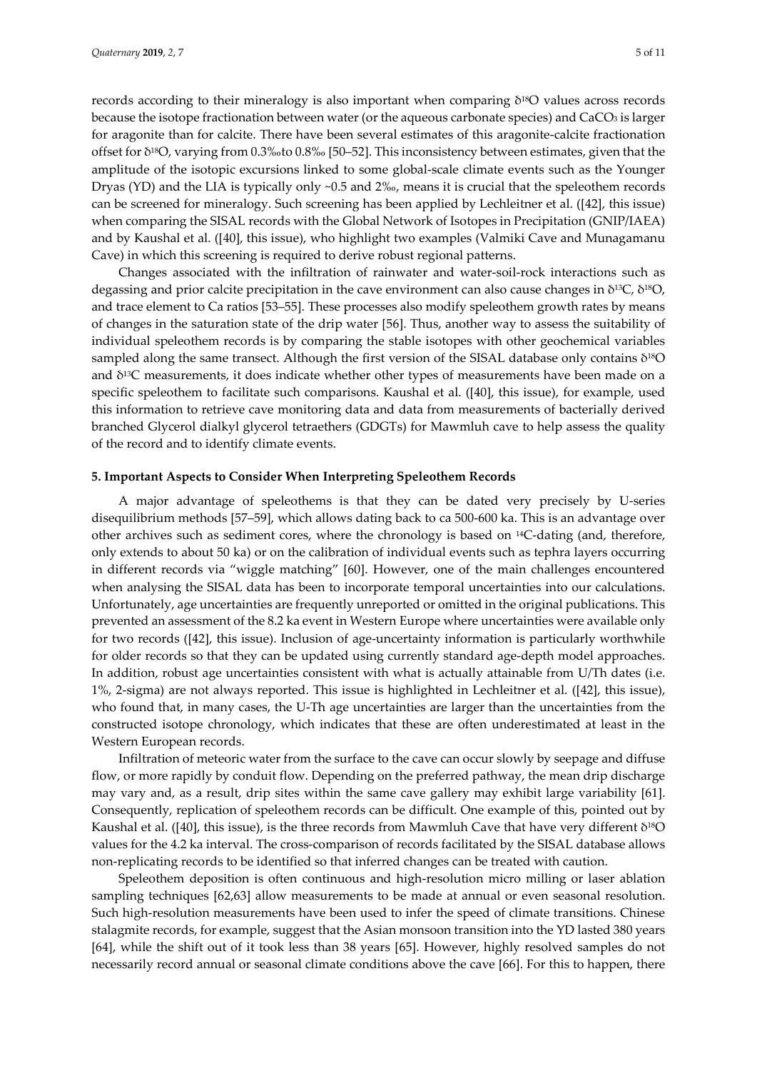records according to their mineralogy is also important when comparing $\delta^{18}O$ values across records because the isotope fractionation between water (or the aqueous carbonate species) and $CaCO_3$ is larger for aragonite than for calcite. There have been several estimates of this aragonite-calcite fractionation offset for $\delta^{18}O$, varying from 0.3‰to 0.8‰ [50–52]. This inconsistency between estimates, given that the amplitude of the isotopic excursions linked to some global-scale climate events such as the Younger Dryas (YD) and the LIA is typically only ~0.5 and 2‰, means it is crucial that the speleothem records can be screened for mineralogy. Such screening has been applied by Lechleitner et al. ([42], this issue) when comparing the SISAL records with the Global Network of Isotopes in Precipitation (GNIP/IAEA) and by Kaushal et al. ([40], this issue), who highlight two examples (Valmiki Cave and Munagamanu Cave) in which this screening is required to derive robust regional patterns.

Changes associated with the infiltration of rainwater and water-soil-rock interactions such as degassing and prior calcite precipitation in the cave environment can also cause changes in $\delta^{13}C$, $\delta^{18}O$, and trace element to Ca ratios [53–55]. These processes also modify speleothem growth rates by means of changes in the saturation state of the drip water [56]. Thus, another way to assess the suitability of individual speleothem records is by comparing the stable isotopes with other geochemical variables sampled along the same transect. Although the first version of the SISAL database only contains $\delta^{18}O$ and $\delta^{13}C$ measurements, it does indicate whether other types of measurements have been made on a specific speleothem to facilitate such comparisons. Kaushal et al. ([40], this issue), for example, used this information to retrieve cave monitoring data and data from measurements of bacterially derived branched Glycerol dialkyl glycerol tetraethers (GDGTs) for Mawmluh cave to help assess the quality of the record and to identify climate events.

## 5. Important Aspects to Consider When Interpreting Speleothem Records

A major advantage of speleothems is that they can be dated very precisely by U-series disequilibrium methods [57–59], which allows dating back to ca 500-600 ka. This is an advantage over other archives such as sediment cores, where the chronology is based on $^{14}C$-dating (and, therefore, only extends to about 50 ka) or on the calibration of individual events such as tephra layers occurring in different records via "wiggle matching" [60]. However, one of the main challenges encountered when analysing the SISAL data has been to incorporate temporal uncertainties into our calculations. Unfortunately, age uncertainties are frequently unreported or omitted in the original publications. This prevented an assessment of the 8.2 ka event in Western Europe where uncertainties were available only for two records ([42], this issue). Inclusion of age-uncertainty information is particularly worthwhile for older records so that they can be updated using currently standard age-depth model approaches. In addition, robust age uncertainties consistent with what is actually attainable from U/Th dates (i.e. 1%, 2-sigma) are not always reported. This issue is highlighted in Lechleitner et al. ([42], this issue), who found that, in many cases, the U-Th age uncertainties are larger than the uncertainties from the constructed isotope chronology, which indicates that these are often underestimated at least in the Western European records.

Infiltration of meteoric water from the surface to the cave can occur slowly by seepage and diffuse flow, or more rapidly by conduit flow. Depending on the preferred pathway, the mean drip discharge may vary and, as a result, drip sites within the same cave gallery may exhibit large variability [61]. Consequently, replication of speleothem records can be difficult. One example of this, pointed out by Kaushal et al. ([40], this issue), is the three records from Mawmluh Cave that have very different $\delta^{18}O$ values for the 4.2 ka interval. The cross-comparison of records facilitated by the SISAL database allows non-replicating records to be identified so that inferred changes can be treated with caution.

Speleothem deposition is often continuous and high-resolution micro milling or laser ablation sampling techniques [62,63] allow measurements to be made at annual or even seasonal resolution. Such high-resolution measurements have been used to infer the speed of climate transitions. Chinese stalagmite records, for example, suggest that the Asian monsoon transition into the YD lasted 380 years [64], while the shift out of it took less than 38 years [65]. However, highly resolved samples do not necessarily record annual or seasonal climate conditions above the cave [66]. For this to happen, there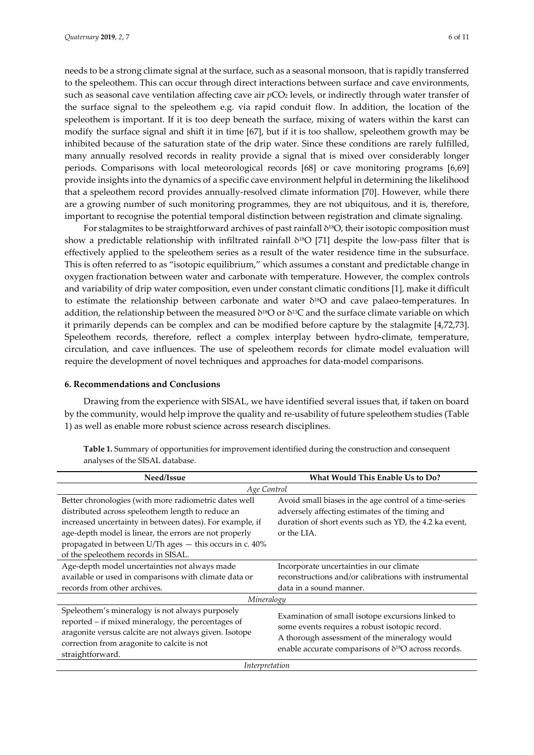needs to be a strong climate signal at the surface, such as a seasonal monsoon, that is rapidly transferred to the speleothem. This can occur through direct interactions between surface and cave environments, such as seasonal cave ventilation affecting cave air $pCO_2$ levels, or indirectly through water transfer of the surface signal to the speleothem e.g. via rapid conduit flow. In addition, the location of the speleothem is important. If it is too deep beneath the surface, mixing of waters within the karst can modify the surface signal and shift it in time [67], but if it is too shallow, speleothem growth may be inhibited because of the saturation state of the drip water. Since these conditions are rarely fulfilled, many annually resolved records in reality provide a signal that is mixed over considerably longer periods. Comparisons with local meteorological records [68] or cave monitoring programs [6,69] provide insights into the dynamics of a specific cave environment helpful in determining the likelihood that a speleothem record provides annually-resolved climate information [70]. However, while there are a growing number of such monitoring programmes, they are not ubiquitous, and it is, therefore, important to recognise the potential temporal distinction between registration and climate signaling.

For stalagmites to be straightforward archives of past rainfall $\delta^{18}O$, their isotopic composition must show a predictable relationship with infiltrated rainfall $\delta^{18}O$ [71] despite the low-pass filter that is effectively applied to the speleothem series as a result of the water residence time in the subsurface. This is often referred to as "isotopic equilibrium," which assumes a constant and predictable change in oxygen fractionation between water and carbonate with temperature. However, the complex controls and variability of drip water composition, even under constant climatic conditions [1], make it difficult to estimate the relationship between carbonate and water $\delta^{18}O$ and cave palaeo-temperatures. In addition, the relationship between the measured $\delta^{18}O$ or $\delta^{13}C$ and the surface climate variable on which it primarily depends can be complex and can be modified before capture by the stalagmite [4,72,73]. Speleothem records, therefore, reflect a complex interplay between hydro-climate, temperature, circulation, and cave influences. The use of speleothem records for climate model evaluation will require the development of novel techniques and approaches for data-model comparisons.

## 6. Recommendations and Conclusions

Drawing from the experience with SISAL, we have identified several issues that, if taken on board by the community, would help improve the quality and re-usability of future speleothem studies (Table 1) as well as enable more robust science across research disciplines.

**Table 1.** Summary of opportunities for improvement identified during the construction and consequent analyses of the SISAL database.

| Need/Issue | What Would This Enable Us to Do? |
|---|---|
| *Age Control* | |
| Better chronologies (with more radiometric dates well distributed across speleothem length to reduce an increased uncertainty in between dates). For example, if age-depth model is linear, the errors are not properly propagated in between U/Th ages — this occurs in c. 40% of the speleothem records in SISAL. | Avoid small biases in the age control of a time-series adversely affecting estimates of the timing and duration of short events such as YD, the 4.2 ka event, or the LIA. |
| Age-depth model uncertainties not always made available or used in comparisons with climate data or records from other archives. | Incorporate uncertainties in our climate reconstructions and/or calibrations with instrumental data in a sound manner. |
| *Mineralogy* | |
| Speleothem's mineralogy is not always purposely reported – if mixed mineralogy, the percentages of aragonite versus calcite are not always given. Isotope correction from aragonite to calcite is not straightforward. | Examination of small isotope excursions linked to some events requires a robust isotopic record. A thorough assessment of the mineralogy would enable accurate comparisons of $\delta^{18}O$ across records. |
| *Interpretation* | |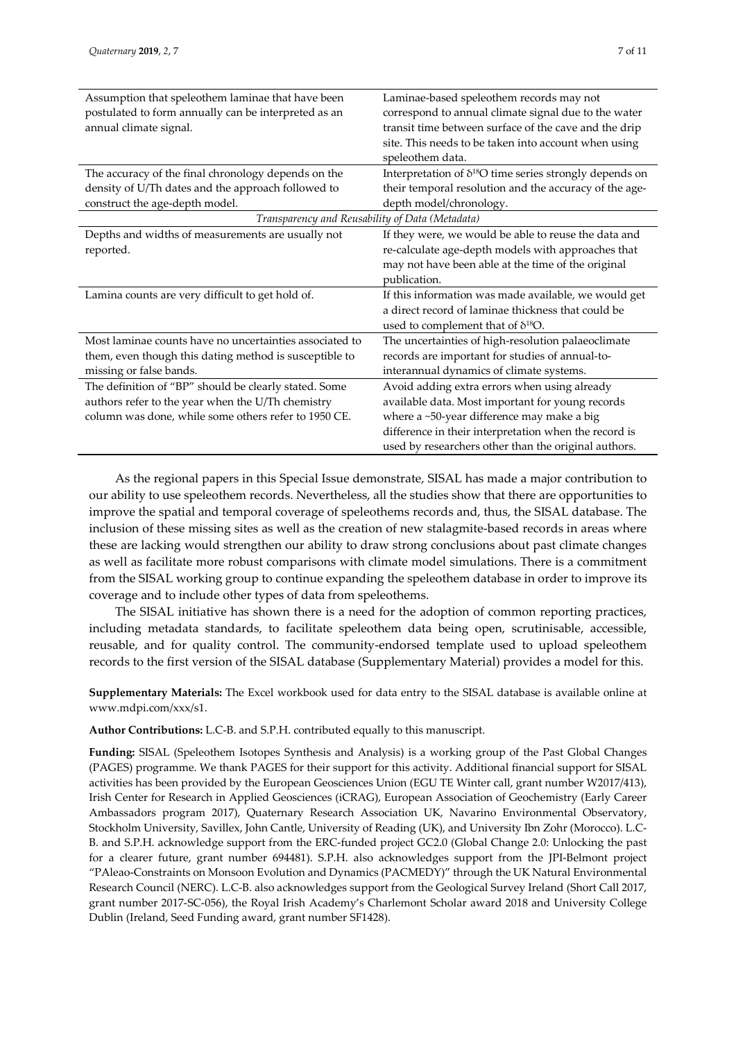| | |
|---|---|
| Assumption that speleothem laminae that have been postulated to form annually can be interpreted as an annual climate signal. | Laminae-based speleothem records may not correspond to annual climate signal due to the water transit time between surface of the cave and the drip site. This needs to be taken into account when using speleothem data. |
| The accuracy of the final chronology depends on the density of U/Th dates and the approach followed to construct the age-depth model. | Interpretation of $\delta^{18}O$ time series strongly depends on their temporal resolution and the accuracy of the age-depth model/chronology. |
| *Transparency and Reusability of Data (Metadata)* | |
| Depths and widths of measurements are usually not reported. | If they were, we would be able to reuse the data and re-calculate age-depth models with approaches that may not have been able at the time of the original publication. |
| Lamina counts are very difficult to get hold of. | If this information was made available, we would get a direct record of laminae thickness that could be used to complement that of $\delta^{18}O$. |
| Most laminae counts have no uncertainties associated to them, even though this dating method is susceptible to missing or false bands. | The uncertainties of high-resolution palaeoclimate records are important for studies of annual-to-interannual dynamics of climate systems. |
| The definition of "BP" should be clearly stated. Some authors refer to the year when the U/Th chemistry column was done, while some others refer to 1950 CE. | Avoid adding extra errors when using already available data. Most important for young records where a ~50-year difference may make a big difference in their interpretation when the record is used by researchers other than the original authors. |

As the regional papers in this Special Issue demonstrate, SISAL has made a major contribution to our ability to use speleothem records. Nevertheless, all the studies show that there are opportunities to improve the spatial and temporal coverage of speleothems records and, thus, the SISAL database. The inclusion of these missing sites as well as the creation of new stalagmite-based records in areas where these are lacking would strengthen our ability to draw strong conclusions about past climate changes as well as facilitate more robust comparisons with climate model simulations. There is a commitment from the SISAL working group to continue expanding the speleothem database in order to improve its coverage and to include other types of data from speleothems.

The SISAL initiative has shown there is a need for the adoption of common reporting practices, including metadata standards, to facilitate speleothem data being open, scrutinisable, accessible, reusable, and for quality control. The community-endorsed template used to upload speleothem records to the first version of the SISAL database (Supplementary Material) provides a model for this.

**Supplementary Materials:** The Excel workbook used for data entry to the SISAL database is available online at www.mdpi.com/xxx/s1.

**Author Contributions:** L.C-B. and S.P.H. contributed equally to this manuscript.

**Funding:** SISAL (Speleothem Isotopes Synthesis and Analysis) is a working group of the Past Global Changes (PAGES) programme. We thank PAGES for their support for this activity. Additional financial support for SISAL activities has been provided by the European Geosciences Union (EGU TE Winter call, grant number W2017/413), Irish Center for Research in Applied Geosciences (iCRAG), European Association of Geochemistry (Early Career Ambassadors program 2017), Quaternary Research Association UK, Navarino Environmental Observatory, Stockholm University, Savillex, John Cantle, University of Reading (UK), and University Ibn Zohr (Morocco). L.C-B. and S.P.H. acknowledge support from the ERC-funded project GC2.0 (Global Change 2.0: Unlocking the past for a clearer future, grant number 694481). S.P.H. also acknowledges support from the JPI-Belmont project "PAleao-Constraints on Monsoon Evolution and Dynamics (PACMEDY)" through the UK Natural Environmental Research Council (NERC). L.C-B. also acknowledges support from the Geological Survey Ireland (Short Call 2017, grant number 2017-SC-056), the Royal Irish Academy's Charlemont Scholar award 2018 and University College Dublin (Ireland, Seed Funding award, grant number SF1428).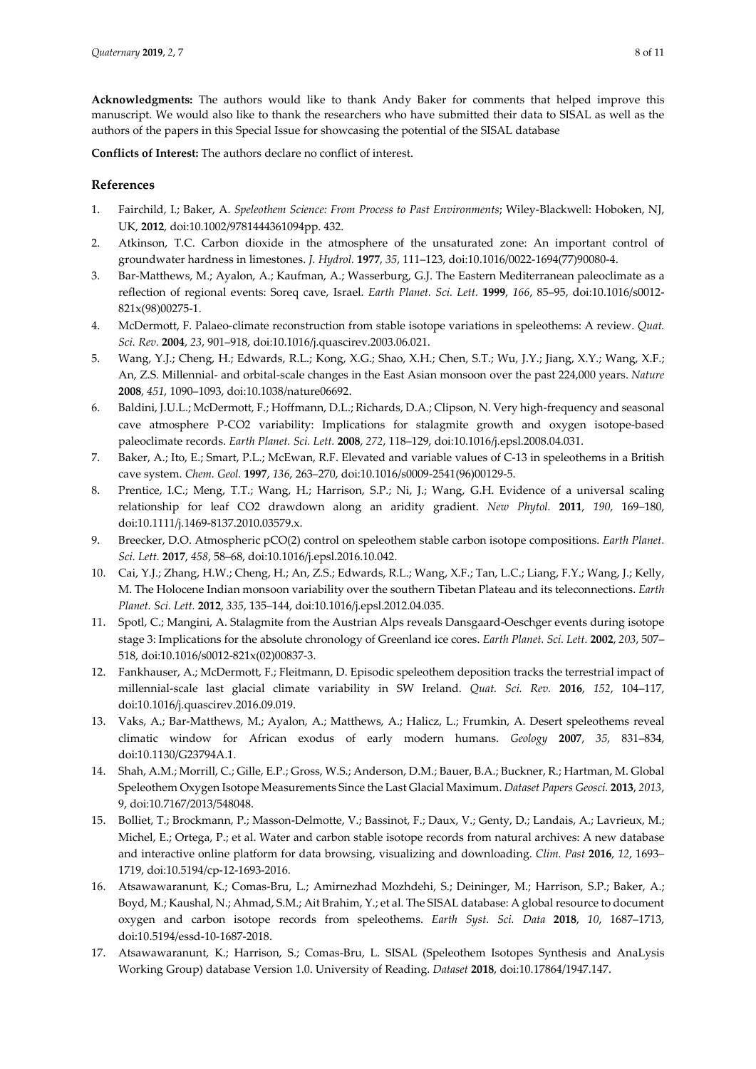**Acknowledgments:** The authors would like to thank Andy Baker for comments that helped improve this manuscript. We would also like to thank the researchers who have submitted their data to SISAL as well as the authors of the papers in this Special Issue for showcasing the potential of the SISAL database

**Conflicts of Interest:** The authors declare no conflict of interest.

## References

1. Fairchild, I.; Baker, A. *Speleothem Science: From Process to Past Environments*; Wiley-Blackwell: Hoboken, NJ, UK, **2012**, doi:10.1002/9781444361094pp. 432.
2. Atkinson, T.C. Carbon dioxide in the atmosphere of the unsaturated zone: An important control of groundwater hardness in limestones. *J. Hydrol.* **1977**, *35*, 111–123, doi:10.1016/0022-1694(77)90080-4.
3. Bar-Matthews, M.; Ayalon, A.; Kaufman, A.; Wasserburg, G.J. The Eastern Mediterranean paleoclimate as a reflection of regional events: Soreq cave, Israel. *Earth Planet. Sci. Lett.* **1999**, *166*, 85–95, doi:10.1016/s0012-821x(98)00275-1.
4. McDermott, F. Palaeo-climate reconstruction from stable isotope variations in speleothems: A review. *Quat. Sci. Rev.* **2004**, *23*, 901–918, doi:10.1016/j.quascirev.2003.06.021.
5. Wang, Y.J.; Cheng, H.; Edwards, R.L.; Kong, X.G.; Shao, X.H.; Chen, S.T.; Wu, J.Y.; Jiang, X.Y.; Wang, X.F.; An, Z.S. Millennial- and orbital-scale changes in the East Asian monsoon over the past 224,000 years. *Nature* **2008**, *451*, 1090–1093, doi:10.1038/nature06692.
6. Baldini, J.U.L.; McDermott, F.; Hoffmann, D.L.; Richards, D.A.; Clipson, N. Very high-frequency and seasonal cave atmosphere P-CO2 variability: Implications for stalagmite growth and oxygen isotope-based paleoclimate records. *Earth Planet. Sci. Lett.* **2008**, *272*, 118–129, doi:10.1016/j.epsl.2008.04.031.
7. Baker, A.; Ito, E.; Smart, P.L.; McEwan, R.F. Elevated and variable values of C-13 in speleothems in a British cave system. *Chem. Geol.* **1997**, *136*, 263–270, doi:10.1016/s0009-2541(96)00129-5.
8. Prentice, I.C.; Meng, T.T.; Wang, H.; Harrison, S.P.; Ni, J.; Wang, G.H. Evidence of a universal scaling relationship for leaf CO2 drawdown along an aridity gradient. *New Phytol.* **2011**, *190*, 169–180, doi:10.1111/j.1469-8137.2010.03579.x.
9. Breecker, D.O. Atmospheric pCO(2) control on speleothem stable carbon isotope compositions. *Earth Planet. Sci. Lett.* **2017**, *458*, 58–68, doi:10.1016/j.epsl.2016.10.042.
10. Cai, Y.J.; Zhang, H.W.; Cheng, H.; An, Z.S.; Edwards, R.L.; Wang, X.F.; Tan, L.C.; Liang, F.Y.; Wang, J.; Kelly, M. The Holocene Indian monsoon variability over the southern Tibetan Plateau and its teleconnections. *Earth Planet. Sci. Lett.* **2012**, *335*, 135–144, doi:10.1016/j.epsl.2012.04.035.
11. Spotl, C.; Mangini, A. Stalagmite from the Austrian Alps reveals Dansgaard-Oeschger events during isotope stage 3: Implications for the absolute chronology of Greenland ice cores. *Earth Planet. Sci. Lett.* **2002**, *203*, 507–518, doi:10.1016/s0012-821x(02)00837-3.
12. Fankhauser, A.; McDermott, F.; Fleitmann, D. Episodic speleothem deposition tracks the terrestrial impact of millennial-scale last glacial climate variability in SW Ireland. *Quat. Sci. Rev.* **2016**, *152*, 104–117, doi:10.1016/j.quascirev.2016.09.019.
13. Vaks, A.; Bar-Matthews, M.; Ayalon, A.; Matthews, A.; Halicz, L.; Frumkin, A. Desert speleothems reveal climatic window for African exodus of early modern humans. *Geology* **2007**, *35*, 831–834, doi:10.1130/G23794A.1.
14. Shah, A.M.; Morrill, C.; Gille, E.P.; Gross, W.S.; Anderson, D.M.; Bauer, B.A.; Buckner, R.; Hartman, M. Global Speleothem Oxygen Isotope Measurements Since the Last Glacial Maximum. *Dataset Papers Geosci.* **2013**, *2013*, 9, doi:10.7167/2013/548048.
15. Bolliet, T.; Brockmann, P.; Masson-Delmotte, V.; Bassinot, F.; Daux, V.; Genty, D.; Landais, A.; Lavrieux, M.; Michel, E.; Ortega, P.; et al. Water and carbon stable isotope records from natural archives: A new database and interactive online platform for data browsing, visualizing and downloading. *Clim. Past* **2016**, *12*, 1693–1719, doi:10.5194/cp-12-1693-2016.
16. Atsawawaranunt, K.; Comas-Bru, L.; Amirnezhad Mozhdehi, S.; Deininger, M.; Harrison, S.P.; Baker, A.; Boyd, M.; Kaushal, N.; Ahmad, S.M.; Ait Brahim, Y.; et al. The SISAL database: A global resource to document oxygen and carbon isotope records from speleothems. *Earth Syst. Sci. Data* **2018**, *10*, 1687–1713, doi:10.5194/essd-10-1687-2018.
17. Atsawawaranunt, K.; Harrison, S.; Comas-Bru, L. SISAL (Speleothem Isotopes Synthesis and AnaLysis Working Group) database Version 1.0. University of Reading. *Dataset* **2018**, doi:10.17864/1947.147.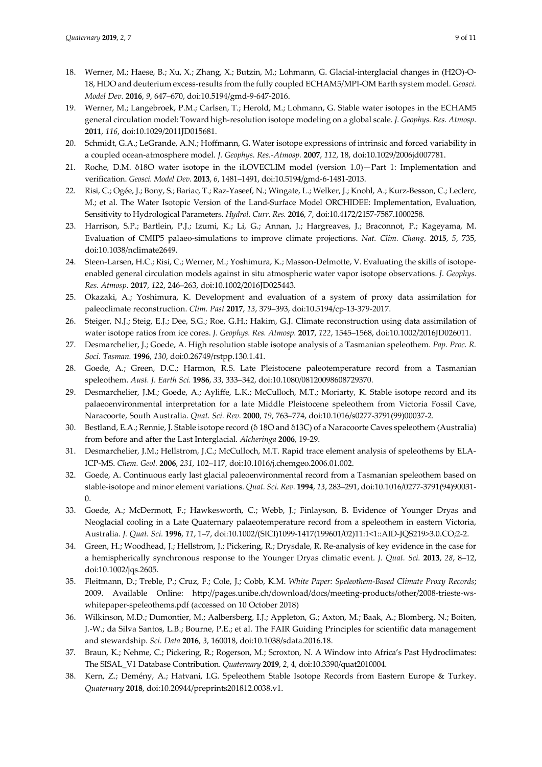18. Werner, M.; Haese, B.; Xu, X.; Zhang, X.; Butzin, M.; Lohmann, G. Glacial-interglacial changes in (H2O)-O-18, HDO and deuterium excess-results from the fully coupled ECHAM5/MPI-OM Earth system model. *Geosci. Model Dev.* **2016**, *9*, 647–670, doi:10.5194/gmd-9-647-2016.
19. Werner, M.; Langebroek, P.M.; Carlsen, T.; Herold, M.; Lohmann, G. Stable water isotopes in the ECHAM5 general circulation model: Toward high-resolution isotope modeling on a global scale. *J. Geophys. Res. Atmosp.* **2011**, *116*, doi:10.1029/2011JD015681.
20. Schmidt, G.A.; LeGrande, A.N.; Hoffmann, G. Water isotope expressions of intrinsic and forced variability in a coupled ocean-atmosphere model. *J. Geophys. Res.-Atmosp.* **2007**, *112*, 18, doi:10.1029/2006jd007781.
21. Roche, D.M. δ18O water isotope in the iLOVECLIM model (version 1.0)—Part 1: Implementation and verification. *Geosci. Model Dev.* **2013**, *6*, 1481–1491, doi:10.5194/gmd-6-1481-2013.
22. Risi, C.; Ogée, J.; Bony, S.; Bariac, T.; Raz-Yaseef, N.; Wingate, L.; Welker, J.; Knohl, A.; Kurz-Besson, C.; Leclerc, M.; et al. The Water Isotopic Version of the Land-Surface Model ORCHIDEE: Implementation, Evaluation, Sensitivity to Hydrological Parameters. *Hydrol. Curr. Res.* **2016**, *7*, doi:10.4172/2157-7587.1000258.
23. Harrison, S.P.; Bartlein, P.J.; Izumi, K.; Li, G.; Annan, J.; Hargreaves, J.; Braconnot, P.; Kageyama, M. Evaluation of CMIP5 palaeo-simulations to improve climate projections. *Nat. Clim. Chang.* **2015**, *5*, 735, doi:10.1038/nclimate2649.
24. Steen-Larsen, H.C.; Risi, C.; Werner, M.; Yoshimura, K.; Masson-Delmotte, V. Evaluating the skills of isotope-enabled general circulation models against in situ atmospheric water vapor isotope observations. *J. Geophys. Res. Atmosp.* **2017**, *122*, 246–263, doi:10.1002/2016JD025443.
25. Okazaki, A.; Yoshimura, K. Development and evaluation of a system of proxy data assimilation for paleoclimate reconstruction. *Clim. Past* **2017**, *13*, 379–393, doi:10.5194/cp-13-379-2017.
26. Steiger, N.J.; Steig, E.J.; Dee, S.G.; Roe, G.H.; Hakim, G.J. Climate reconstruction using data assimilation of water isotope ratios from ice cores. *J. Geophys. Res. Atmosp.* **2017**, *122*, 1545–1568, doi:10.1002/2016JD026011.
27. Desmarchelier, J.; Goede, A. High resolution stable isotope analysis of a Tasmanian speleothem. *Pap. Proc. R. Soci. Tasman.* **1996**, *130*, doi:0.26749/rstpp.130.1.41.
28. Goede, A.; Green, D.C.; Harmon, R.S. Late Pleistocene paleotemperature record from a Tasmanian speleothem. *Aust. J. Earth Sci.* **1986**, *33*, 333–342, doi:10.1080/08120098608729370.
29. Desmarchelier, J.M.; Goede, A.; Ayliffe, L.K.; McCulloch, M.T.; Moriarty, K. Stable isotope record and its palaeoenvironmental interpretation for a late Middle Pleistocene speleothem from Victoria Fossil Cave, Naracoorte, South Australia. *Quat. Sci. Rev.* **2000**, *19*, 763–774, doi:10.1016/s0277-3791(99)00037-2.
30. Bestland, E.A.; Rennie, J. Stable isotope record (δ 18O and δ13C) of a Naracoorte Caves speleothem (Australia) from before and after the Last Interglacial. *Alcheringa* **2006**, 19-29.
31. Desmarchelier, J.M.; Hellstrom, J.C.; McCulloch, M.T. Rapid trace element analysis of speleothems by ELA-ICP-MS. *Chem. Geol.* **2006**, *231*, 102–117, doi:10.1016/j.chemgeo.2006.01.002.
32. Goede, A. Continuous early last glacial paleoenvironmental record from a Tasmanian speleothem based on stable-isotope and minor element variations. *Quat. Sci. Rev.* **1994**, *13*, 283–291, doi:10.1016/0277-3791(94)90031-0.
33. Goede, A.; McDermott, F.; Hawkesworth, C.; Webb, J.; Finlayson, B. Evidence of Younger Dryas and Neoglacial cooling in a Late Quaternary palaeotemperature record from a speleothem in eastern Victoria, Australia. *J. Quat. Sci.* **1996**, *11*, 1–7, doi:10.1002/(SICI)1099-1417(199601/02)11:1<1::AID-JQS219>3.0.CO;2-2.
34. Green, H.; Woodhead, J.; Hellstrom, J.; Pickering, R.; Drysdale, R. Re-analysis of key evidence in the case for a hemispherically synchronous response to the Younger Dryas climatic event. *J. Quat. Sci.* **2013**, *28*, 8–12, doi:10.1002/jqs.2605.
35. Fleitmann, D.; Treble, P.; Cruz, F.; Cole, J.; Cobb, K.M. *White Paper: Speleothem-Based Climate Proxy Records*; 2009. Available Online: http://pages.unibe.ch/download/docs/meeting-products/other/2008-trieste-ws-whitepaper-speleothems.pdf (accessed on 10 October 2018)
36. Wilkinson, M.D.; Dumontier, M.; Aalbersberg, I.J.; Appleton, G.; Axton, M.; Baak, A.; Blomberg, N.; Boiten, J.-W.; da Silva Santos, L.B.; Bourne, P.E.; et al. The FAIR Guiding Principles for scientific data management and stewardship. *Sci. Data* **2016**, *3*, 160018, doi:10.1038/sdata.2016.18.
37. Braun, K.; Nehme, C.; Pickering, R.; Rogerson, M.; Scroxton, N. A Window into Africa's Past Hydroclimates: The SISAL_V1 Database Contribution. *Quaternary* **2019**, *2*, 4, doi:10.3390/quat2010004.
38. Kern, Z.; Demény, A.; Hatvani, I.G. Speleothem Stable Isotope Records from Eastern Europe & Turkey. *Quaternary* **2018**, doi:10.20944/preprints201812.0038.v1.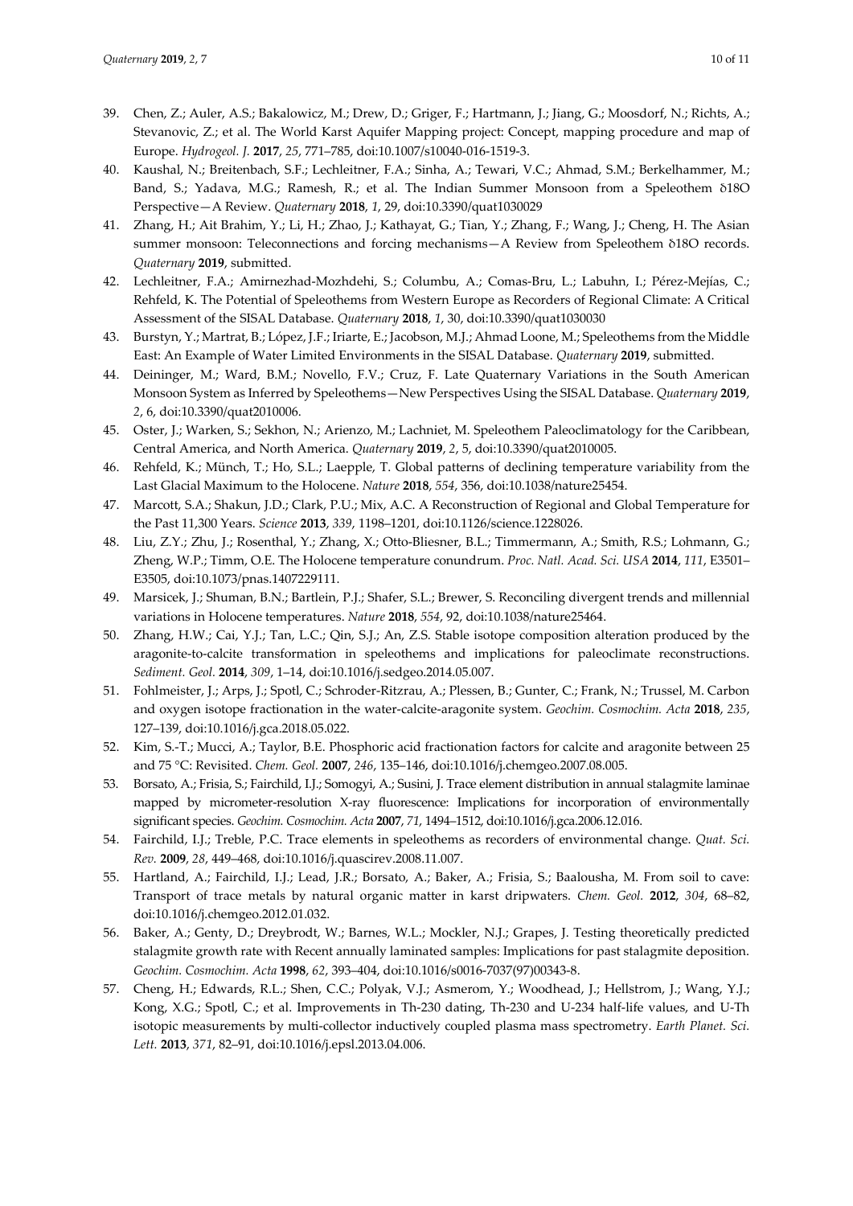39. Chen, Z.; Auler, A.S.; Bakalowicz, M.; Drew, D.; Griger, F.; Hartmann, J.; Jiang, G.; Moosdorf, N.; Richts, A.; Stevanovic, Z.; et al. The World Karst Aquifer Mapping project: Concept, mapping procedure and map of Europe. *Hydrogeol. J.* **2017**, *25*, 771–785, doi:10.1007/s10040-016-1519-3.
40. Kaushal, N.; Breitenbach, S.F.; Lechleitner, F.A.; Sinha, A.; Tewari, V.C.; Ahmad, S.M.; Berkelhammer, M.; Band, S.; Yadava, M.G.; Ramesh, R.; et al. The Indian Summer Monsoon from a Speleothem δ18O Perspective—A Review. *Quaternary* **2018**, *1*, 29, doi:10.3390/quat1030029
41. Zhang, H.; Ait Brahim, Y.; Li, H.; Zhao, J.; Kathayat, G.; Tian, Y.; Zhang, F.; Wang, J.; Cheng, H. The Asian summer monsoon: Teleconnections and forcing mechanisms—A Review from Speleothem δ18O records. *Quaternary* **2019**, submitted.
42. Lechleitner, F.A.; Amirnezhad-Mozhdehi, S.; Columbu, A.; Comas-Bru, L.; Labuhn, I.; Pérez-Mejías, C.; Rehfeld, K. The Potential of Speleothems from Western Europe as Recorders of Regional Climate: A Critical Assessment of the SISAL Database. *Quaternary* **2018**, *1*, 30, doi:10.3390/quat1030030
43. Burstyn, Y.; Martrat, B.; López, J.F.; Iriarte, E.; Jacobson, M.J.; Ahmad Loone, M.; Speleothems from the Middle East: An Example of Water Limited Environments in the SISAL Database. *Quaternary* **2019**, submitted.
44. Deininger, M.; Ward, B.M.; Novello, F.V.; Cruz, F. Late Quaternary Variations in the South American Monsoon System as Inferred by Speleothems—New Perspectives Using the SISAL Database. *Quaternary* **2019**, *2*, 6, doi:10.3390/quat2010006.
45. Oster, J.; Warken, S.; Sekhon, N.; Arienzo, M.; Lachniet, M. Speleothem Paleoclimatology for the Caribbean, Central America, and North America. *Quaternary* **2019**, *2*, 5, doi:10.3390/quat2010005.
46. Rehfeld, K.; Münch, T.; Ho, S.L.; Laepple, T. Global patterns of declining temperature variability from the Last Glacial Maximum to the Holocene. *Nature* **2018**, *554*, 356, doi:10.1038/nature25454.
47. Marcott, S.A.; Shakun, J.D.; Clark, P.U.; Mix, A.C. A Reconstruction of Regional and Global Temperature for the Past 11,300 Years. *Science* **2013**, *339*, 1198–1201, doi:10.1126/science.1228026.
48. Liu, Z.Y.; Zhu, J.; Rosenthal, Y.; Zhang, X.; Otto-Bliesner, B.L.; Timmermann, A.; Smith, R.S.; Lohmann, G.; Zheng, W.P.; Timm, O.E. The Holocene temperature conundrum. *Proc. Natl. Acad. Sci. USA* **2014**, *111*, E3501–E3505, doi:10.1073/pnas.1407229111.
49. Marsicek, J.; Shuman, B.N.; Bartlein, P.J.; Shafer, S.L.; Brewer, S. Reconciling divergent trends and millennial variations in Holocene temperatures. *Nature* **2018**, *554*, 92, doi:10.1038/nature25464.
50. Zhang, H.W.; Cai, Y.J.; Tan, L.C.; Qin, S.J.; An, Z.S. Stable isotope composition alteration produced by the aragonite-to-calcite transformation in speleothems and implications for paleoclimate reconstructions. *Sediment. Geol.* **2014**, *309*, 1–14, doi:10.1016/j.sedgeo.2014.05.007.
51. Fohlmeister, J.; Arps, J.; Spotl, C.; Schroder-Ritzrau, A.; Plessen, B.; Gunter, C.; Frank, N.; Trussel, M. Carbon and oxygen isotope fractionation in the water-calcite-aragonite system. *Geochim. Cosmochim. Acta* **2018**, *235*, 127–139, doi:10.1016/j.gca.2018.05.022.
52. Kim, S.-T.; Mucci, A.; Taylor, B.E. Phosphoric acid fractionation factors for calcite and aragonite between 25 and 75 °C: Revisited. *Chem. Geol.* **2007**, *246*, 135–146, doi:10.1016/j.chemgeo.2007.08.005.
53. Borsato, A.; Frisia, S.; Fairchild, I.J.; Somogyi, A.; Susini, J. Trace element distribution in annual stalagmite laminae mapped by micrometer-resolution X-ray fluorescence: Implications for incorporation of environmentally significant species. *Geochim. Cosmochim. Acta* **2007**, *71*, 1494–1512, doi:10.1016/j.gca.2006.12.016.
54. Fairchild, I.J.; Treble, P.C. Trace elements in speleothems as recorders of environmental change. *Quat. Sci. Rev.* **2009**, *28*, 449–468, doi:10.1016/j.quascirev.2008.11.007.
55. Hartland, A.; Fairchild, I.J.; Lead, J.R.; Borsato, A.; Baker, A.; Frisia, S.; Baalousha, M. From soil to cave: Transport of trace metals by natural organic matter in karst dripwaters. *Chem. Geol.* **2012**, *304*, 68–82, doi:10.1016/j.chemgeo.2012.01.032.
56. Baker, A.; Genty, D.; Dreybrodt, W.; Barnes, W.L.; Mockler, N.J.; Grapes, J. Testing theoretically predicted stalagmite growth rate with Recent annually laminated samples: Implications for past stalagmite deposition. *Geochim. Cosmochim. Acta* **1998**, *62*, 393–404, doi:10.1016/s0016-7037(97)00343-8.
57. Cheng, H.; Edwards, R.L.; Shen, C.C.; Polyak, V.J.; Asmerom, Y.; Woodhead, J.; Hellstrom, J.; Wang, Y.J.; Kong, X.G.; Spotl, C.; et al. Improvements in Th-230 dating, Th-230 and U-234 half-life values, and U-Th isotopic measurements by multi-collector inductively coupled plasma mass spectrometry. *Earth Planet. Sci. Lett.* **2013**, *371*, 82–91, doi:10.1016/j.epsl.2013.04.006.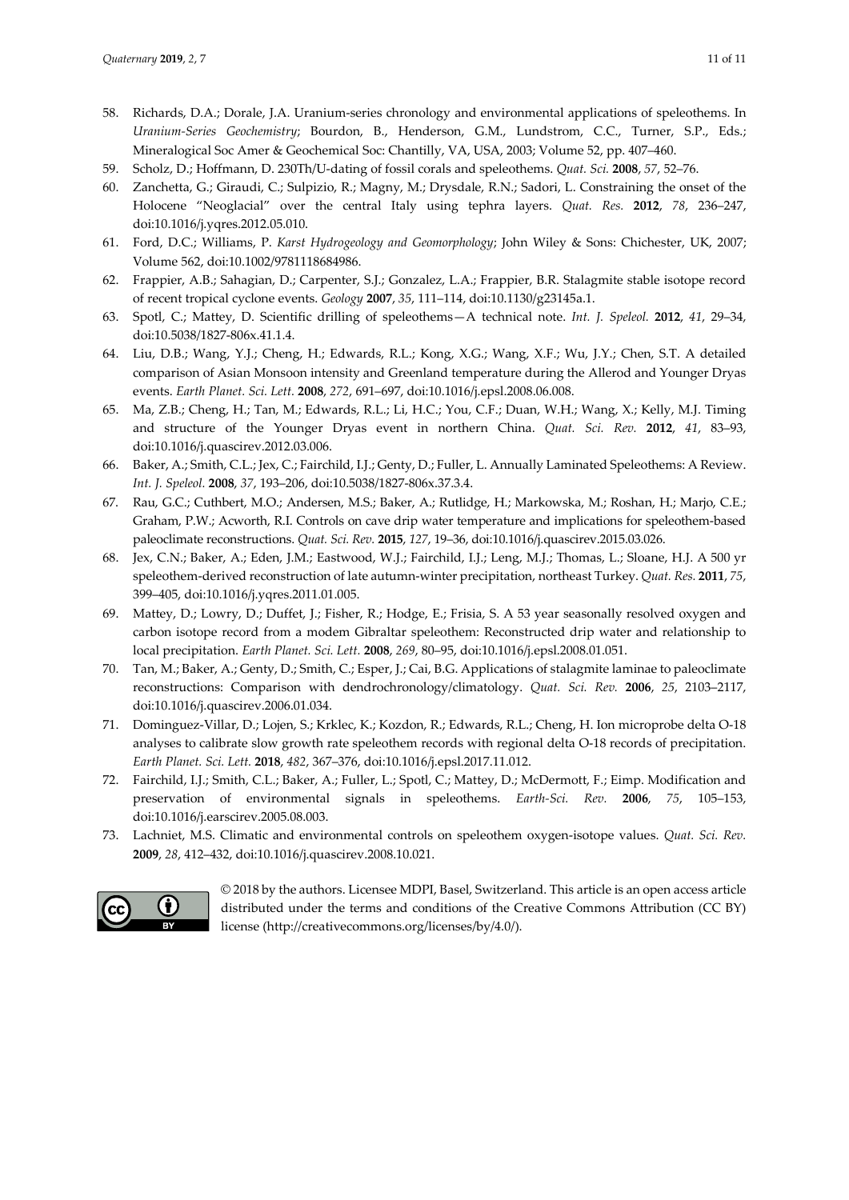58. Richards, D.A.; Dorale, J.A. Uranium-series chronology and environmental applications of speleothems. In *Uranium-Series Geochemistry*; Bourdon, B., Henderson, G.M., Lundstrom, C.C., Turner, S.P., Eds.; Mineralogical Soc Amer & Geochemical Soc: Chantilly, VA, USA, 2003; Volume 52, pp. 407–460.
59. Scholz, D.; Hoffmann, D. 230Th/U-dating of fossil corals and speleothems. *Quat. Sci.* **2008**, *57*, 52–76.
60. Zanchetta, G.; Giraudi, C.; Sulpizio, R.; Magny, M.; Drysdale, R.N.; Sadori, L. Constraining the onset of the Holocene "Neoglacial" over the central Italy using tephra layers. *Quat. Res.* **2012**, *78*, 236–247, doi:10.1016/j.yqres.2012.05.010.
61. Ford, D.C.; Williams, P. *Karst Hydrogeology and Geomorphology*; John Wiley & Sons: Chichester, UK, 2007; Volume 562, doi:10.1002/9781118684986.
62. Frappier, A.B.; Sahagian, D.; Carpenter, S.J.; Gonzalez, L.A.; Frappier, B.R. Stalagmite stable isotope record of recent tropical cyclone events. *Geology* **2007**, *35*, 111–114, doi:10.1130/g23145a.1.
63. Spotl, C.; Mattey, D. Scientific drilling of speleothems—A technical note. *Int. J. Speleol.* **2012**, *41*, 29–34, doi:10.5038/1827-806x.41.1.4.
64. Liu, D.B.; Wang, Y.J.; Cheng, H.; Edwards, R.L.; Kong, X.G.; Wang, X.F.; Wu, J.Y.; Chen, S.T. A detailed comparison of Asian Monsoon intensity and Greenland temperature during the Allerod and Younger Dryas events. *Earth Planet. Sci. Lett.* **2008**, *272*, 691–697, doi:10.1016/j.epsl.2008.06.008.
65. Ma, Z.B.; Cheng, H.; Tan, M.; Edwards, R.L.; Li, H.C.; You, C.F.; Duan, W.H.; Wang, X.; Kelly, M.J. Timing and structure of the Younger Dryas event in northern China. *Quat. Sci. Rev.* **2012**, *41*, 83–93, doi:10.1016/j.quascirev.2012.03.006.
66. Baker, A.; Smith, C.L.; Jex, C.; Fairchild, I.J.; Genty, D.; Fuller, L. Annually Laminated Speleothems: A Review. *Int. J. Speleol.* **2008**, *37*, 193–206, doi:10.5038/1827-806x.37.3.4.
67. Rau, G.C.; Cuthbert, M.O.; Andersen, M.S.; Baker, A.; Rutlidge, H.; Markowska, M.; Roshan, H.; Marjo, C.E.; Graham, P.W.; Acworth, R.I. Controls on cave drip water temperature and implications for speleothem-based paleoclimate reconstructions. *Quat. Sci. Rev.* **2015**, *127*, 19–36, doi:10.1016/j.quascirev.2015.03.026.
68. Jex, C.N.; Baker, A.; Eden, J.M.; Eastwood, W.J.; Fairchild, I.J.; Leng, M.J.; Thomas, L.; Sloane, H.J. A 500 yr speleothem-derived reconstruction of late autumn-winter precipitation, northeast Turkey. *Quat. Res.* **2011**, *75*, 399–405, doi:10.1016/j.yqres.2011.01.005.
69. Mattey, D.; Lowry, D.; Duffet, J.; Fisher, R.; Hodge, E.; Frisia, S. A 53 year seasonally resolved oxygen and carbon isotope record from a modem Gibraltar speleothem: Reconstructed drip water and relationship to local precipitation. *Earth Planet. Sci. Lett.* **2008**, *269*, 80–95, doi:10.1016/j.epsl.2008.01.051.
70. Tan, M.; Baker, A.; Genty, D.; Smith, C.; Esper, J.; Cai, B.G. Applications of stalagmite laminae to paleoclimate reconstructions: Comparison with dendrochronology/climatology. *Quat. Sci. Rev.* **2006**, *25*, 2103–2117, doi:10.1016/j.quascirev.2006.01.034.
71. Dominguez-Villar, D.; Lojen, S.; Krklec, K.; Kozdon, R.; Edwards, R.L.; Cheng, H. Ion microprobe delta O-18 analyses to calibrate slow growth rate speleothem records with regional delta O-18 records of precipitation. *Earth Planet. Sci. Lett.* **2018**, *482*, 367–376, doi:10.1016/j.epsl.2017.11.012.
72. Fairchild, I.J.; Smith, C.L.; Baker, A.; Fuller, L.; Spotl, C.; Mattey, D.; McDermott, F.; Eimp. Modification and preservation of environmental signals in speleothems. *Earth-Sci. Rev.* **2006**, *75*, 105–153, doi:10.1016/j.earscirev.2005.08.003.
73. Lachniet, M.S. Climatic and environmental controls on speleothem oxygen-isotope values. *Quat. Sci. Rev.* **2009**, *28*, 412–432, doi:10.1016/j.quascirev.2008.10.021.

© 2018 by the authors. Licensee MDPI, Basel, Switzerland. This article is an open access article distributed under the terms and conditions of the Creative Commons Attribution (CC BY) license (http://creativecommons.org/licenses/by/4.0/).